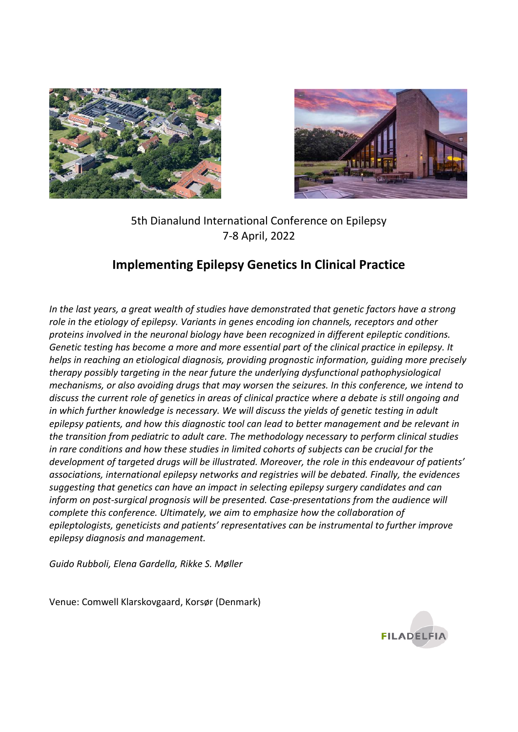5th Dianalund International Conference on Epilepsy
7-8 April, 2022

# Implementing Epilepsy Genetics In Clinical Practice

*In the last years, a great wealth of studies have demonstrated that genetic factors have a strong role in the etiology of epilepsy. Variants in genes encoding ion channels, receptors and other proteins involved in the neuronal biology have been recognized in different epileptic conditions. Genetic testing has become a more and more essential part of the clinical practice in epilepsy. It helps in reaching an etiological diagnosis, providing prognostic information, guiding more precisely therapy possibly targeting in the near future the underlying dysfunctional pathophysiological mechanisms, or also avoiding drugs that may worsen the seizures. In this conference, we intend to discuss the current role of genetics in areas of clinical practice where a debate is still ongoing and in which further knowledge is necessary. We will discuss the yields of genetic testing in adult epilepsy patients, and how this diagnostic tool can lead to better management and be relevant in the transition from pediatric to adult care. The methodology necessary to perform clinical studies in rare conditions and how these studies in limited cohorts of subjects can be crucial for the development of targeted drugs will be illustrated. Moreover, the role in this endeavour of patients' associations, international epilepsy networks and registries will be debated. Finally, the evidences suggesting that genetics can have an impact in selecting epilepsy surgery candidates and can inform on post-surgical prognosis will be presented. Case-presentations from the audience will complete this conference. Ultimately, we aim to emphasize how the collaboration of epileptologists, geneticists and patients' representatives can be instrumental to further improve epilepsy diagnosis and management.*

*Guido Rubboli, Elena Gardella, Rikke S. Møller*

Venue: Comwell Klarskovgaard, Korsør (Denmark)

FILADELFIA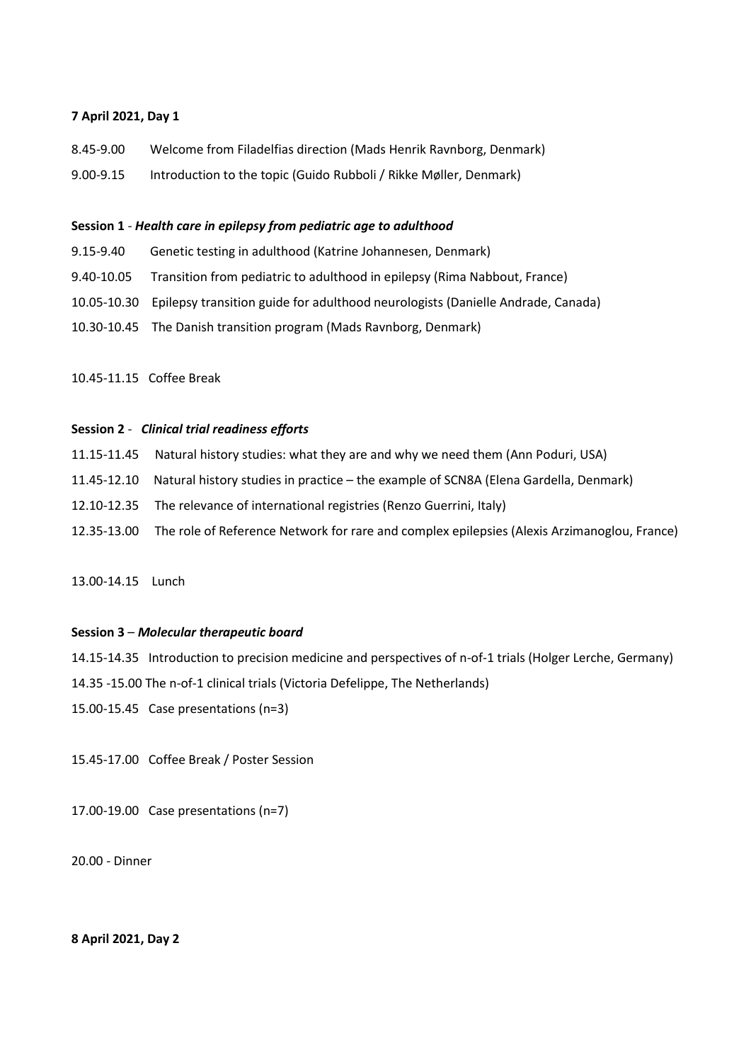**7 April 2021, Day 1**

8.45-9.00 Welcome from Filadelfias direction (Mads Henrik Ravnborg, Denmark)

9.00-9.15 Introduction to the topic (Guido Rubboli / Rikke Møller, Denmark)

**Session 1** - ***Health care in epilepsy from pediatric age to adulthood***

9.15-9.40 Genetic testing in adulthood (Katrine Johannesen, Denmark)

9.40-10.05 Transition from pediatric to adulthood in epilepsy (Rima Nabbout, France)

10.05-10.30 Epilepsy transition guide for adulthood neurologists (Danielle Andrade, Canada)

10.30-10.45 The Danish transition program (Mads Ravnborg, Denmark)

10.45-11.15 Coffee Break

**Session 2** - ***Clinical trial readiness efforts***

11.15-11.45 Natural history studies: what they are and why we need them (Ann Poduri, USA)

11.45-12.10 Natural history studies in practice – the example of SCN8A (Elena Gardella, Denmark)

12.10-12.35 The relevance of international registries (Renzo Guerrini, Italy)

12.35-13.00 The role of Reference Network for rare and complex epilepsies (Alexis Arzimanoglou, France)

13.00-14.15 Lunch

**Session 3** – ***Molecular therapeutic board***

14.15-14.35 Introduction to precision medicine and perspectives of n-of-1 trials (Holger Lerche, Germany)

14.35 -15.00 The n-of-1 clinical trials (Victoria Defelippe, The Netherlands)

15.00-15.45 Case presentations (n=3)

15.45-17.00 Coffee Break / Poster Session

17.00-19.00 Case presentations (n=7)

20.00 - Dinner

**8 April 2021, Day 2**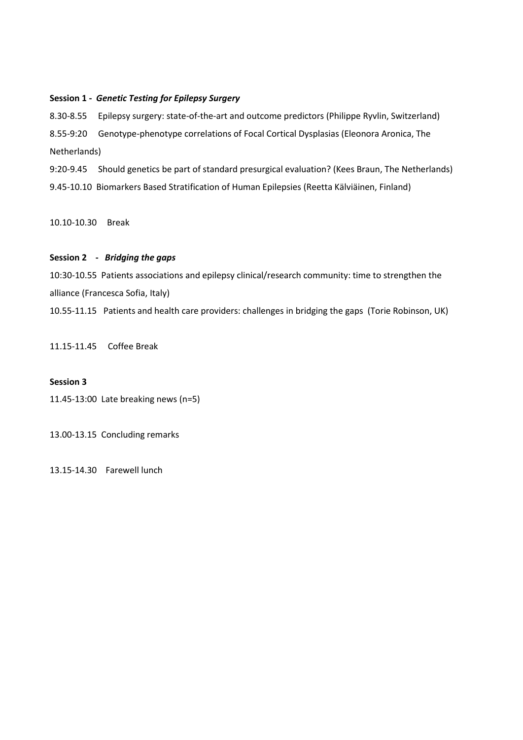**Session 1 -** ***Genetic Testing for Epilepsy Surgery***

8.30-8.55 Epilepsy surgery: state-of-the-art and outcome predictors (Philippe Ryvlin, Switzerland)

8.55-9:20 Genotype-phenotype correlations of Focal Cortical Dysplasias (Eleonora Aronica, The Netherlands)

9:20-9.45 Should genetics be part of standard presurgical evaluation? (Kees Braun, The Netherlands)

9.45-10.10 Biomarkers Based Stratification of Human Epilepsies (Reetta Kälviäinen, Finland)

10.10-10.30 Break

**Session 2 -** ***Bridging the gaps***

10:30-10.55 Patients associations and epilepsy clinical/research community: time to strengthen the alliance (Francesca Sofia, Italy)

10.55-11.15 Patients and health care providers: challenges in bridging the gaps (Torie Robinson, UK)

11.15-11.45 Coffee Break

**Session 3**

11.45-13:00 Late breaking news (n=5)

13.00-13.15 Concluding remarks

13.15-14.30 Farewell lunch